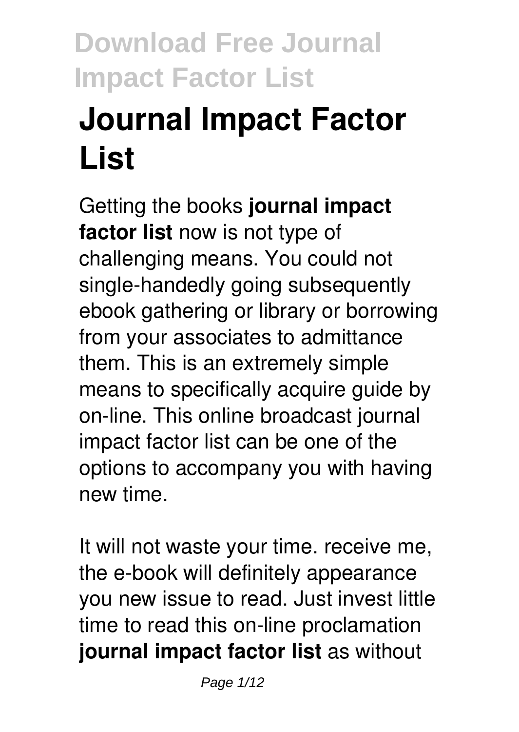# Journal Impact Factor List

Getting the books **journal impact factor list** now is not type of challenging means. You could not single-handedly going subsequently ebook gathering or library or borrowing from your associates to admittance them. This is an extremely simple means to specifically acquire guide by on-line. This online broadcast journal impact factor list can be one of the options to accompany you with having new time.

It will not waste your time. receive me, the e-book will definitely appearance you new issue to read. Just invest little time to read this on-line proclamation **journal impact factor list** as without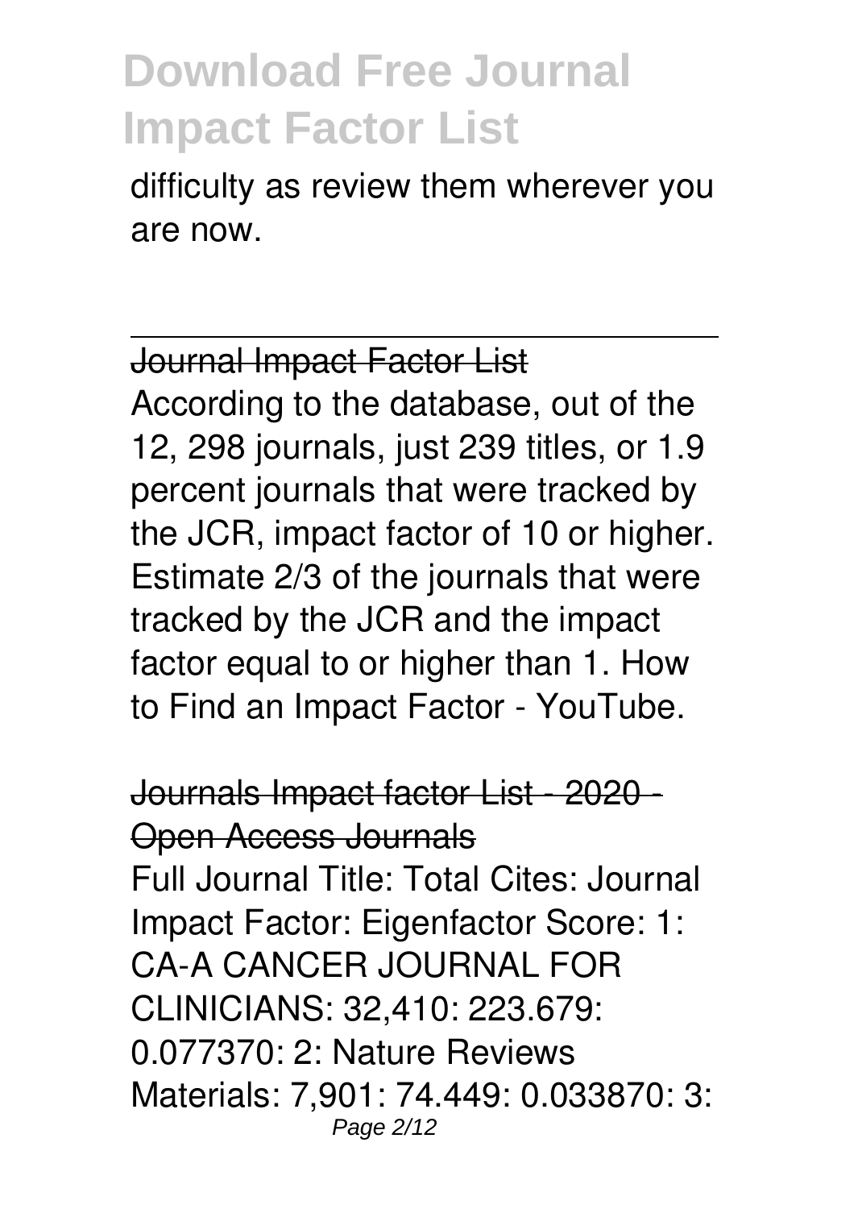difficulty as review them wherever you are now.

---

## Journal Impact Factor List

According to the database, out of the 12, 298 journals, just 239 titles, or 1.9 percent journals that were tracked by the JCR, impact factor of 10 or higher. Estimate 2/3 of the journals that were tracked by the JCR and the impact factor equal to or higher than 1. How to Find an Impact Factor - YouTube.

## Journals Impact factor List - 2020 - Open Access Journals

Full Journal Title: Total Cites: Journal Impact Factor: Eigenfactor Score: 1: CA-A CANCER JOURNAL FOR CLINICIANS: 32,410: 223.679: 0.077370: 2: Nature Reviews Materials: 7,901: 74.449: 0.033870: 3: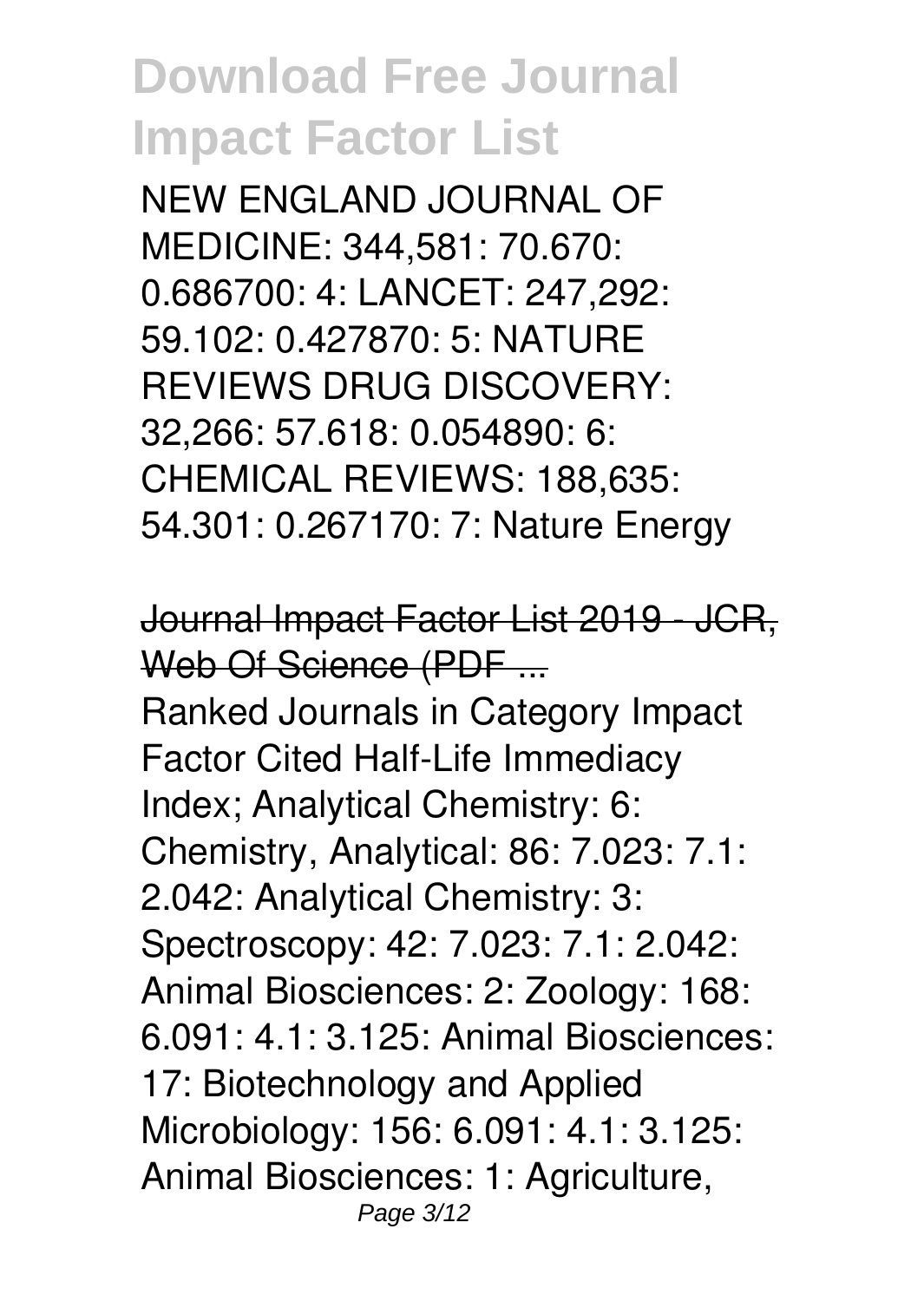# Download Free Journal Impact Factor List

NEW ENGLAND JOURNAL OF MEDICINE: 344,581: 70.670: 0.686700: 4: LANCET: 247,292: 59.102: 0.427870: 5: NATURE REVIEWS DRUG DISCOVERY: 32,266: 57.618: 0.054890: 6: CHEMICAL REVIEWS: 188,635: 54.301: 0.267170: 7: Nature Energy

Journal Impact Factor List 2019 - JCR, Web Of Science (PDF ...

Ranked Journals in Category Impact Factor Cited Half-Life Immediacy Index; Analytical Chemistry: 6: Chemistry, Analytical: 86: 7.023: 7.1: 2.042: Analytical Chemistry: 3: Spectroscopy: 42: 7.023: 7.1: 2.042: Animal Biosciences: 2: Zoology: 168: 6.091: 4.1: 3.125: Animal Biosciences: 17: Biotechnology and Applied Microbiology: 156: 6.091: 4.1: 3.125: Animal Biosciences: 1: Agriculture,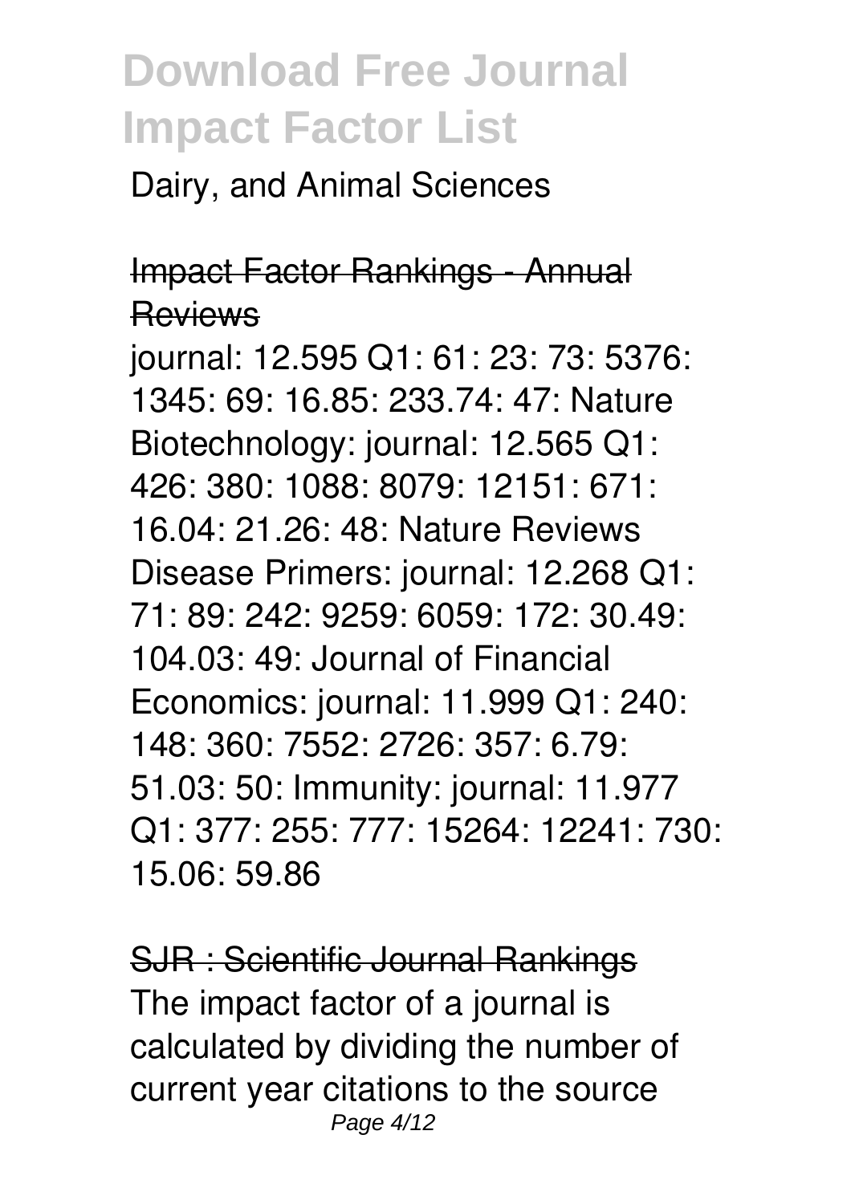Dairy, and Animal Sciences

## Impact Factor Rankings - Annual Reviews

journal: 12.595 Q1: 61: 23: 73: 5376: 1345: 69: 16.85: 233.74: 47: Nature Biotechnology: journal: 12.565 Q1: 426: 380: 1088: 8079: 12151: 671: 16.04: 21.26: 48: Nature Reviews Disease Primers: journal: 12.268 Q1: 71: 89: 242: 9259: 6059: 172: 30.49: 104.03: 49: Journal of Financial Economics: journal: 11.999 Q1: 240: 148: 360: 7552: 2726: 357: 6.79: 51.03: 50: Immunity: journal: 11.977 Q1: 377: 255: 777: 15264: 12241: 730: 15.06: 59.86

## SJR : Scientific Journal Rankings

The impact factor of a journal is calculated by dividing the number of current year citations to the source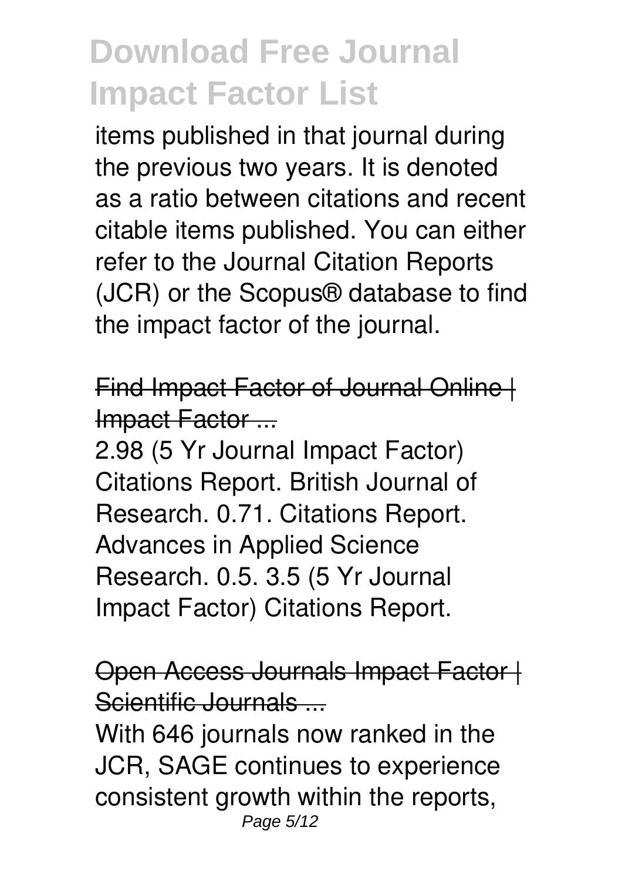items published in that journal during the previous two years. It is denoted as a ratio between citations and recent citable items published. You can either refer to the Journal Citation Reports (JCR) or the Scopus® database to find the impact factor of the journal.

Find Impact Factor of Journal Online | Impact Factor ...

2.98 (5 Yr Journal Impact Factor) Citations Report. British Journal of Research. 0.71. Citations Report. Advances in Applied Science Research. 0.5. 3.5 (5 Yr Journal Impact Factor) Citations Report.

Open Access Journals Impact Factor | Scientific Journals ...

With 646 journals now ranked in the JCR, SAGE continues to experience consistent growth within the reports,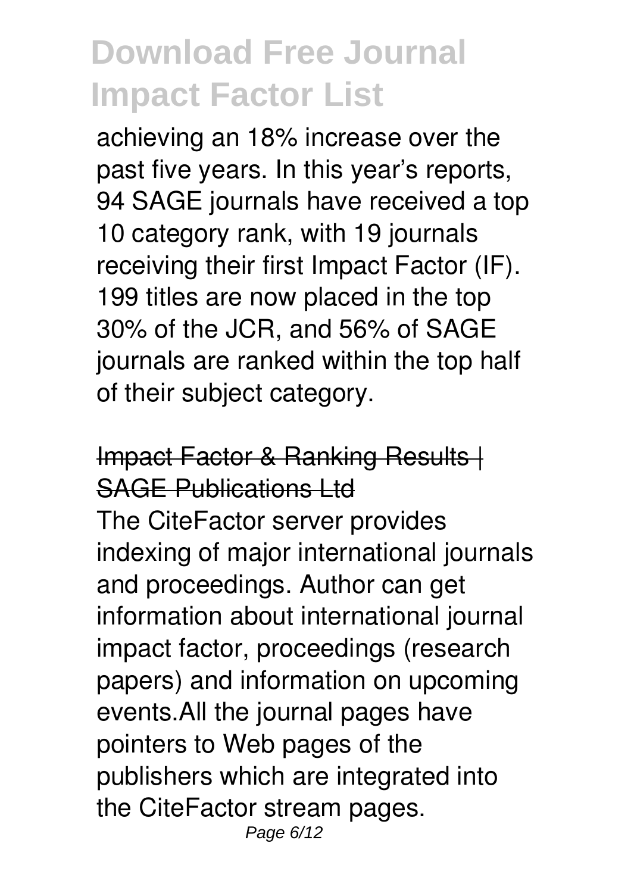achieving an 18% increase over the past five years. In this year's reports, 94 SAGE journals have received a top 10 category rank, with 19 journals receiving their first Impact Factor (IF). 199 titles are now placed in the top 30% of the JCR, and 56% of SAGE journals are ranked within the top half of their subject category.

## Impact Factor & Ranking Results | SAGE Publications Ltd

The CiteFactor server provides indexing of major international journals and proceedings. Author can get information about international journal impact factor, proceedings (research papers) and information on upcoming events.All the journal pages have pointers to Web pages of the publishers which are integrated into the CiteFactor stream pages.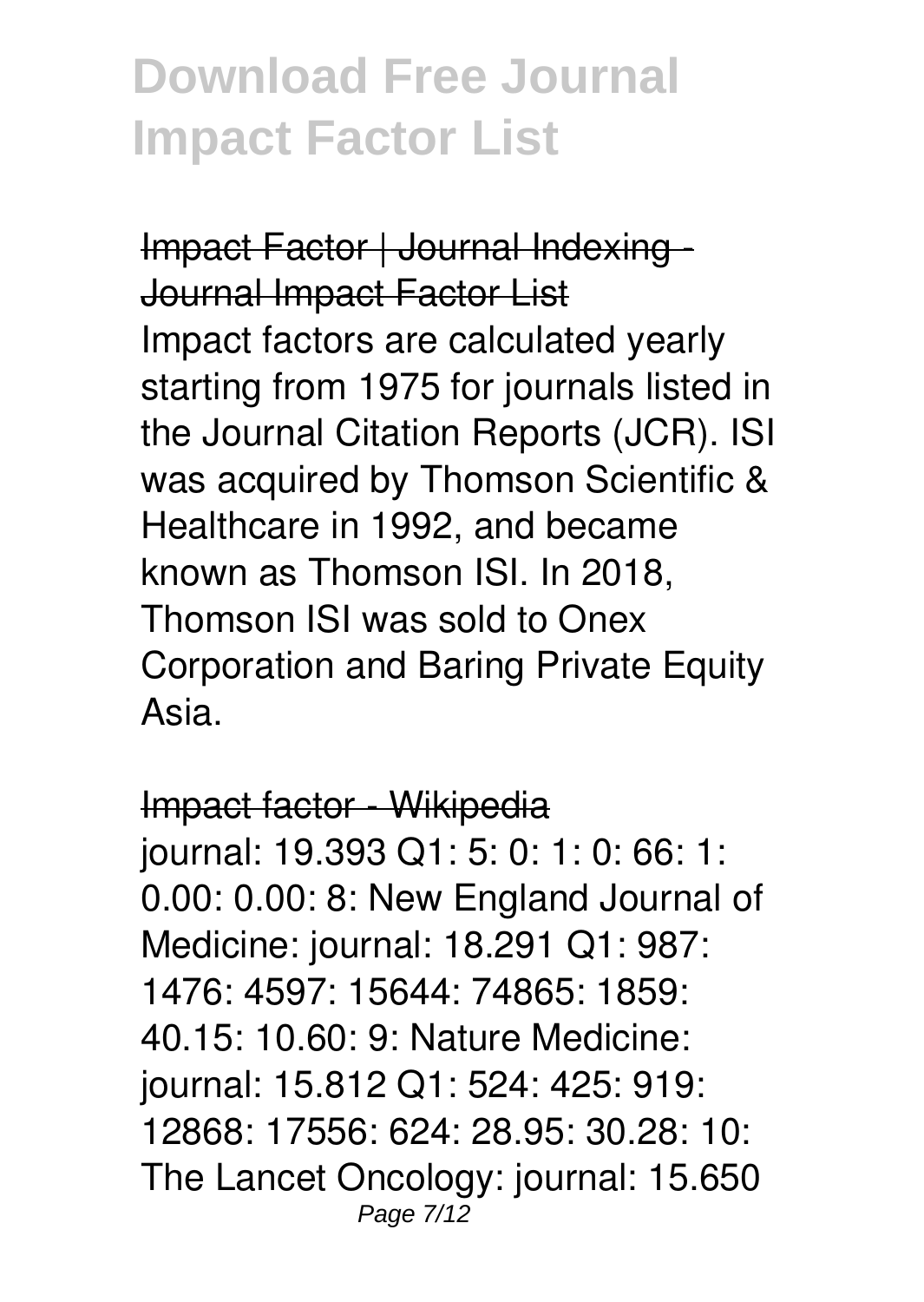# Download Free Journal Impact Factor List

Impact Factor | Journal Indexing - Journal Impact Factor List

Impact factors are calculated yearly starting from 1975 for journals listed in the Journal Citation Reports (JCR). ISI was acquired by Thomson Scientific & Healthcare in 1992, and became known as Thomson ISI. In 2018, Thomson ISI was sold to Onex Corporation and Baring Private Equity Asia.

Impact factor - Wikipedia

journal: 19.393 Q1: 5: 0: 1: 0: 66: 1: 0.00: 0.00: 8: New England Journal of Medicine: journal: 18.291 Q1: 987: 1476: 4597: 15644: 74865: 1859: 40.15: 10.60: 9: Nature Medicine: journal: 15.812 Q1: 524: 425: 919: 12868: 17556: 624: 28.95: 30.28: 10: The Lancet Oncology: journal: 15.650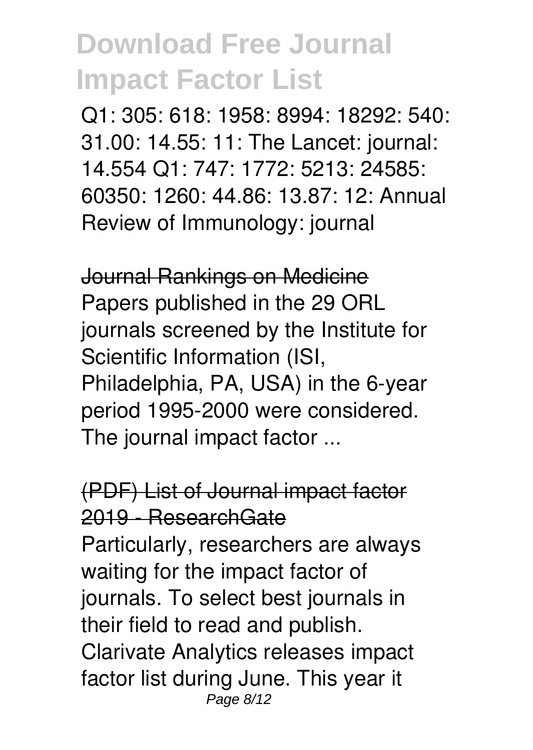Q1: 305: 618: 1958: 8994: 18292: 540: 31.00: 14.55: 11: The Lancet: journal: 14.554 Q1: 747: 1772: 5213: 24585: 60350: 1260: 44.86: 13.87: 12: Annual Review of Immunology: journal

Journal Rankings on Medicine

Papers published in the 29 ORL journals screened by the Institute for Scientific Information (ISI, Philadelphia, PA, USA) in the 6-year period 1995-2000 were considered. The journal impact factor ...

(PDF) List of Journal impact factor 2019 - ResearchGate

Particularly, researchers are always waiting for the impact factor of journals. To select best journals in their field to read and publish. Clarivate Analytics releases impact factor list during June. This year it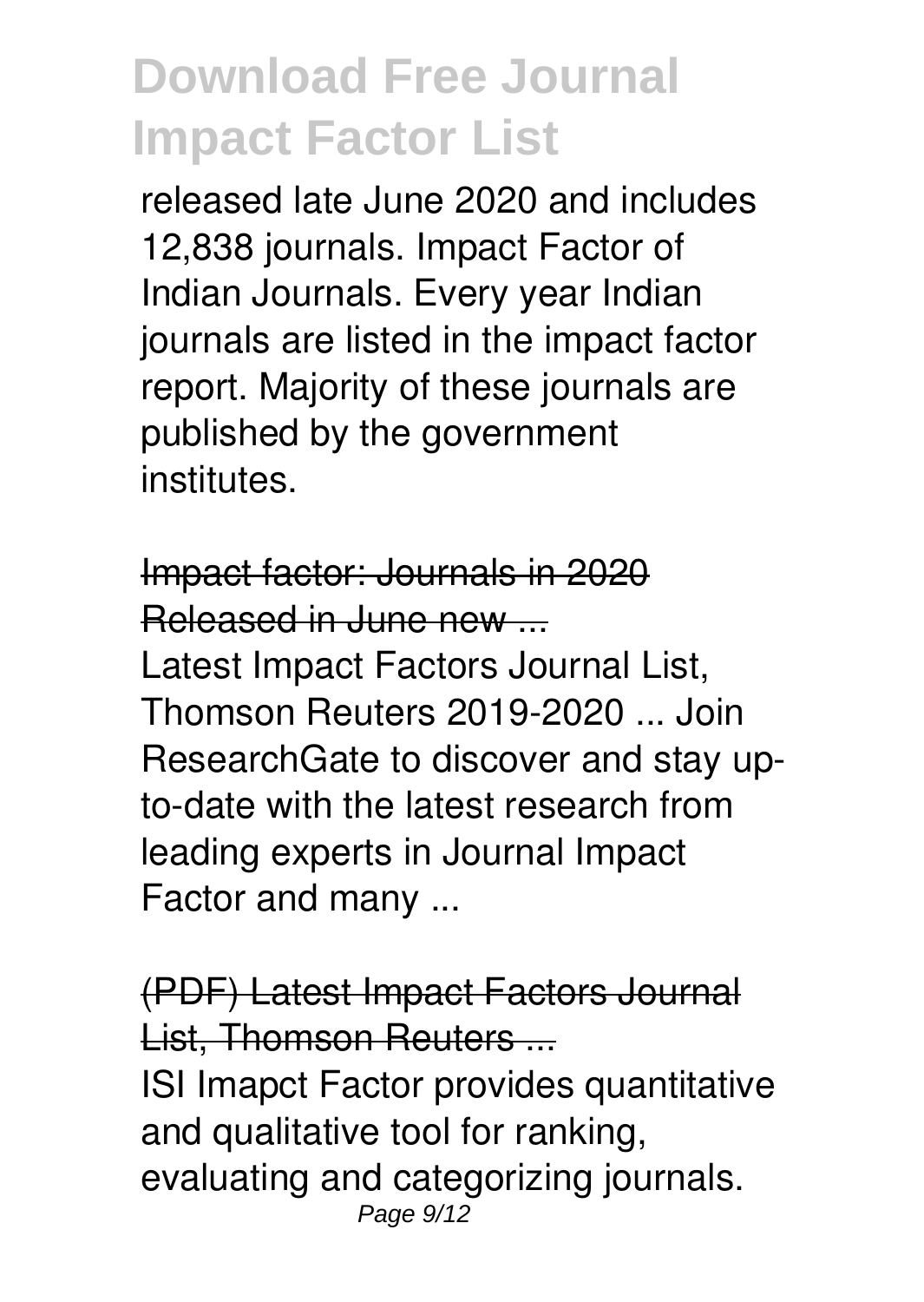released late June 2020 and includes 12,838 journals. Impact Factor of Indian Journals. Every year Indian journals are listed in the impact factor report. Majority of these journals are published by the government institutes.

Impact factor: Journals in 2020 Released in June new ...

Latest Impact Factors Journal List, Thomson Reuters 2019-2020 ... Join ResearchGate to discover and stay up-to-date with the latest research from leading experts in Journal Impact Factor and many ...

(PDF) Latest Impact Factors Journal List, Thomson Reuters ...

ISI Imapct Factor provides quantitative and qualitative tool for ranking, evaluating and categorizing journals.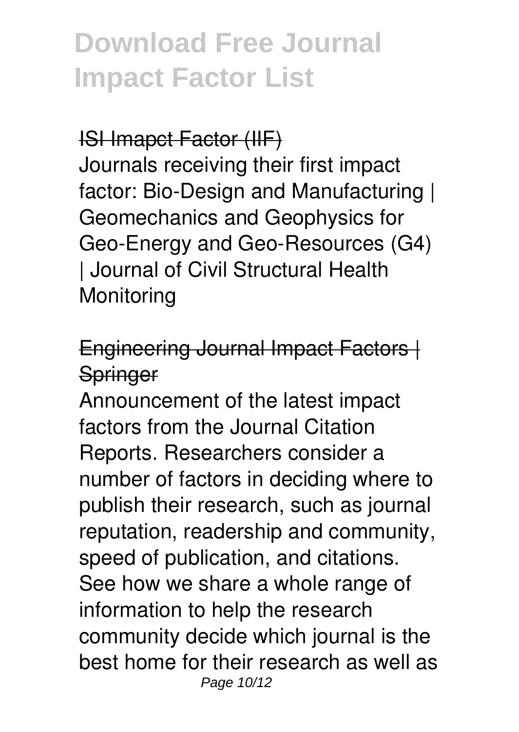ISI Imapct Factor (IIF)

Journals receiving their first impact factor: Bio-Design and Manufacturing | Geomechanics and Geophysics for Geo-Energy and Geo-Resources (G4) | Journal of Civil Structural Health Monitoring

Engineering Journal Impact Factors | Springer

Announcement of the latest impact factors from the Journal Citation Reports. Researchers consider a number of factors in deciding where to publish their research, such as journal reputation, readership and community, speed of publication, and citations. See how we share a whole range of information to help the research community decide which journal is the best home for their research as well as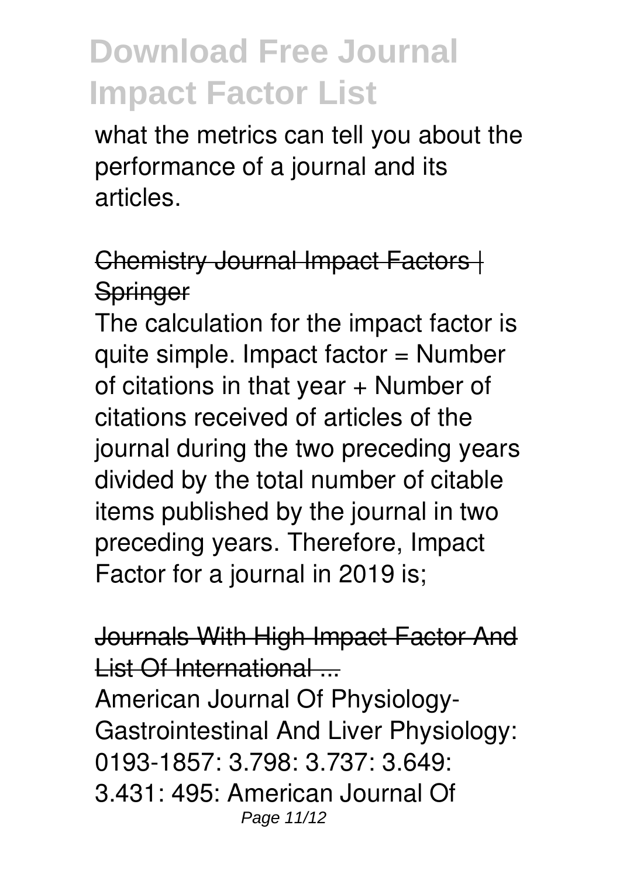what the metrics can tell you about the performance of a journal and its articles.

## Chemistry Journal Impact Factors | Springer

The calculation for the impact factor is quite simple. Impact factor = Number of citations in that year + Number of citations received of articles of the journal during the two preceding years divided by the total number of citable items published by the journal in two preceding years. Therefore, Impact Factor for a journal in 2019 is;

## Journals With High Impact Factor And List Of International ...

American Journal Of Physiology-Gastrointestinal And Liver Physiology: 0193-1857: 3.798: 3.737: 3.649: 3.431: 495: American Journal Of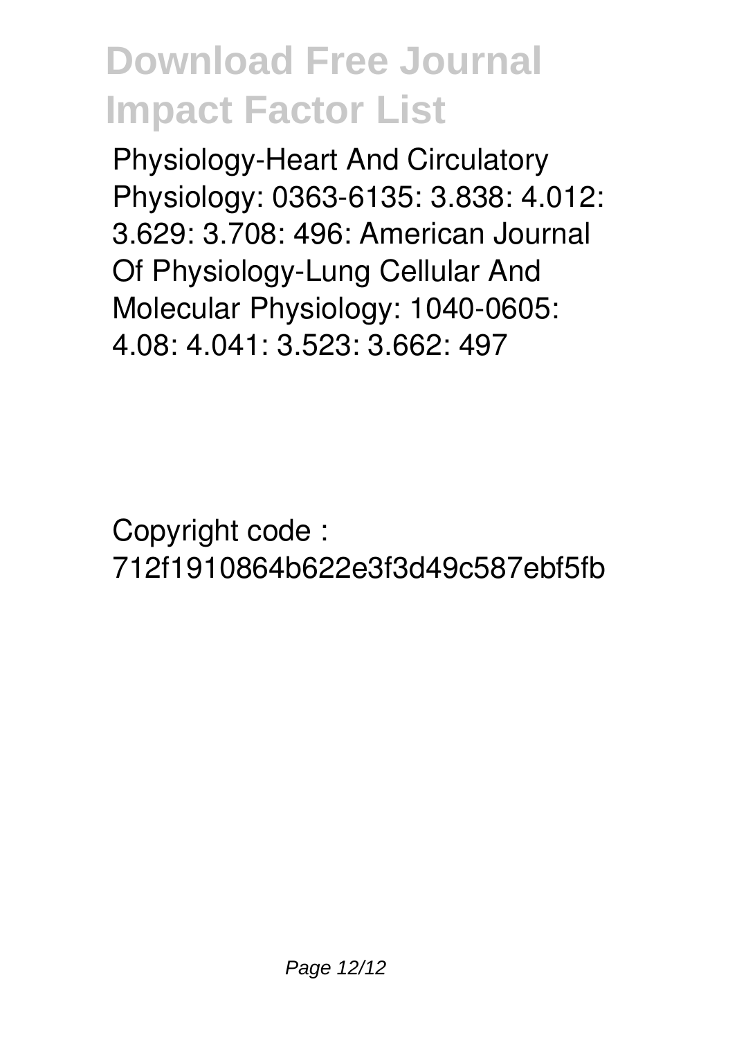Physiology-Heart And Circulatory Physiology: 0363-6135: 3.838: 4.012: 3.629: 3.708: 496: American Journal Of Physiology-Lung Cellular And Molecular Physiology: 1040-0605: 4.08: 4.041: 3.523: 3.662: 497

Copyright code : 712f1910864b622e3f3d49c587ebf5fb